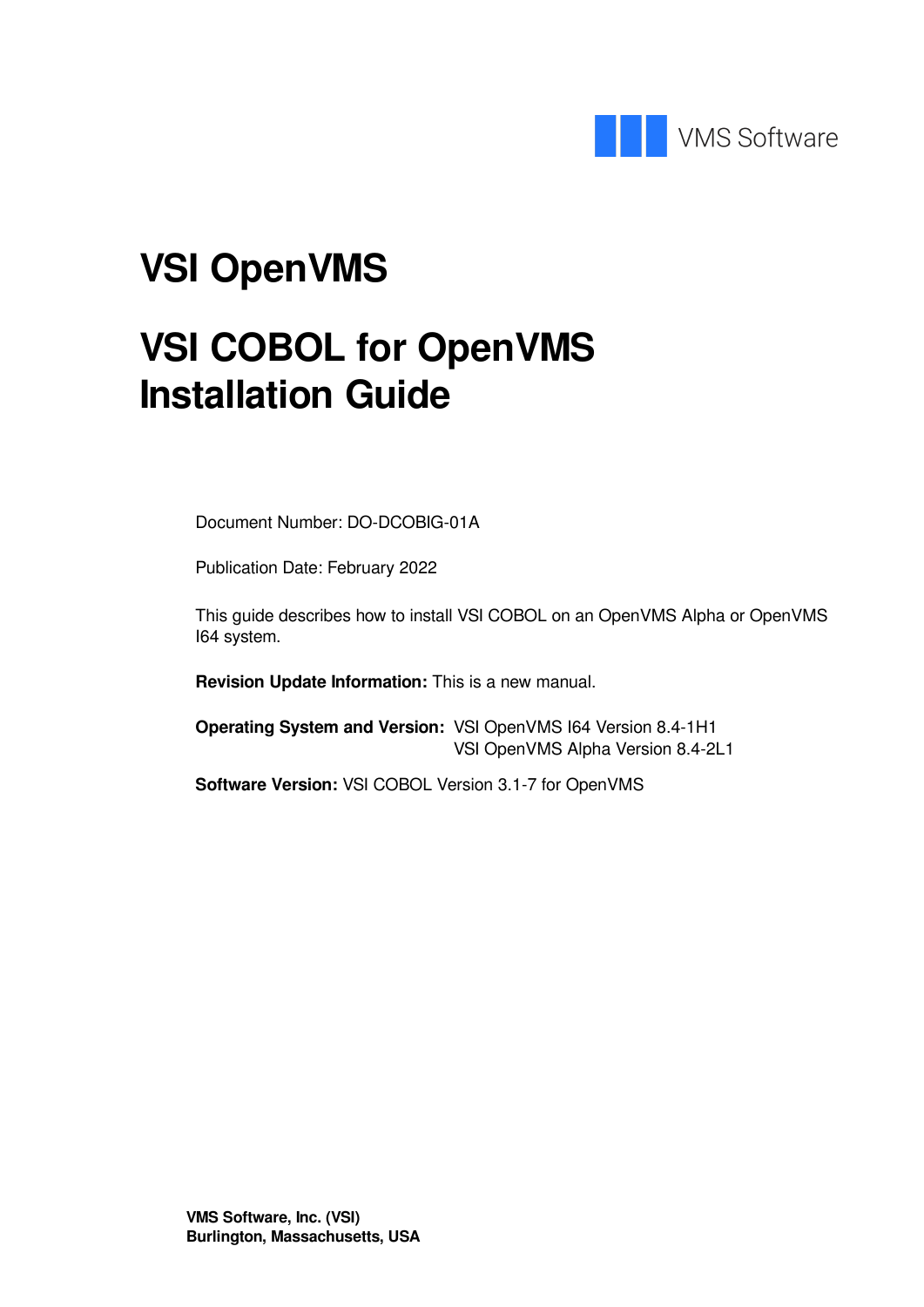VMS Software

# VSI OpenVMS

# VSI COBOL for OpenVMS Installation Guide

Document Number: DO-DCOBIG-01A

Publication Date: February 2022

This guide describes how to install VSI COBOL on an OpenVMS Alpha or OpenVMS I64 system.

**Revision Update Information:** This is a new manual.

**Operating System and Version:** VSI OpenVMS I64 Version 8.4-1H1
VSI OpenVMS Alpha Version 8.4-2L1

**Software Version:** VSI COBOL Version 3.1-7 for OpenVMS

**VMS Software, Inc. (VSI)**
**Burlington, Massachusetts, USA**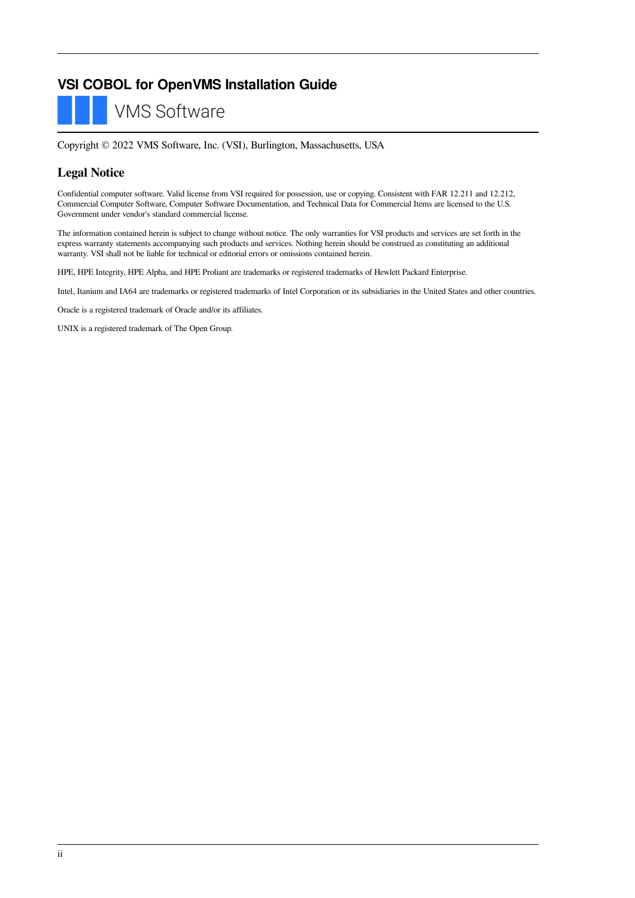# VSI COBOL for OpenVMS Installation Guide

VMS Software

Copyright © 2022 VMS Software, Inc. (VSI), Burlington, Massachusetts, USA

## Legal Notice

Confidential computer software. Valid license from VSI required for possession, use or copying. Consistent with FAR 12.211 and 12.212, Commercial Computer Software, Computer Software Documentation, and Technical Data for Commercial Items are licensed to the U.S. Government under vendor's standard commercial license.

The information contained herein is subject to change without notice. The only warranties for VSI products and services are set forth in the express warranty statements accompanying such products and services. Nothing herein should be construed as constituting an additional warranty. VSI shall not be liable for technical or editorial errors or omissions contained herein.

HPE, HPE Integrity, HPE Alpha, and HPE Proliant are trademarks or registered trademarks of Hewlett Packard Enterprise.

Intel, Itanium and IA64 are trademarks or registered trademarks of Intel Corporation or its subsidiaries in the United States and other countries.

Oracle is a registered trademark of Oracle and/or its affiliates.

UNIX is a registered trademark of The Open Group.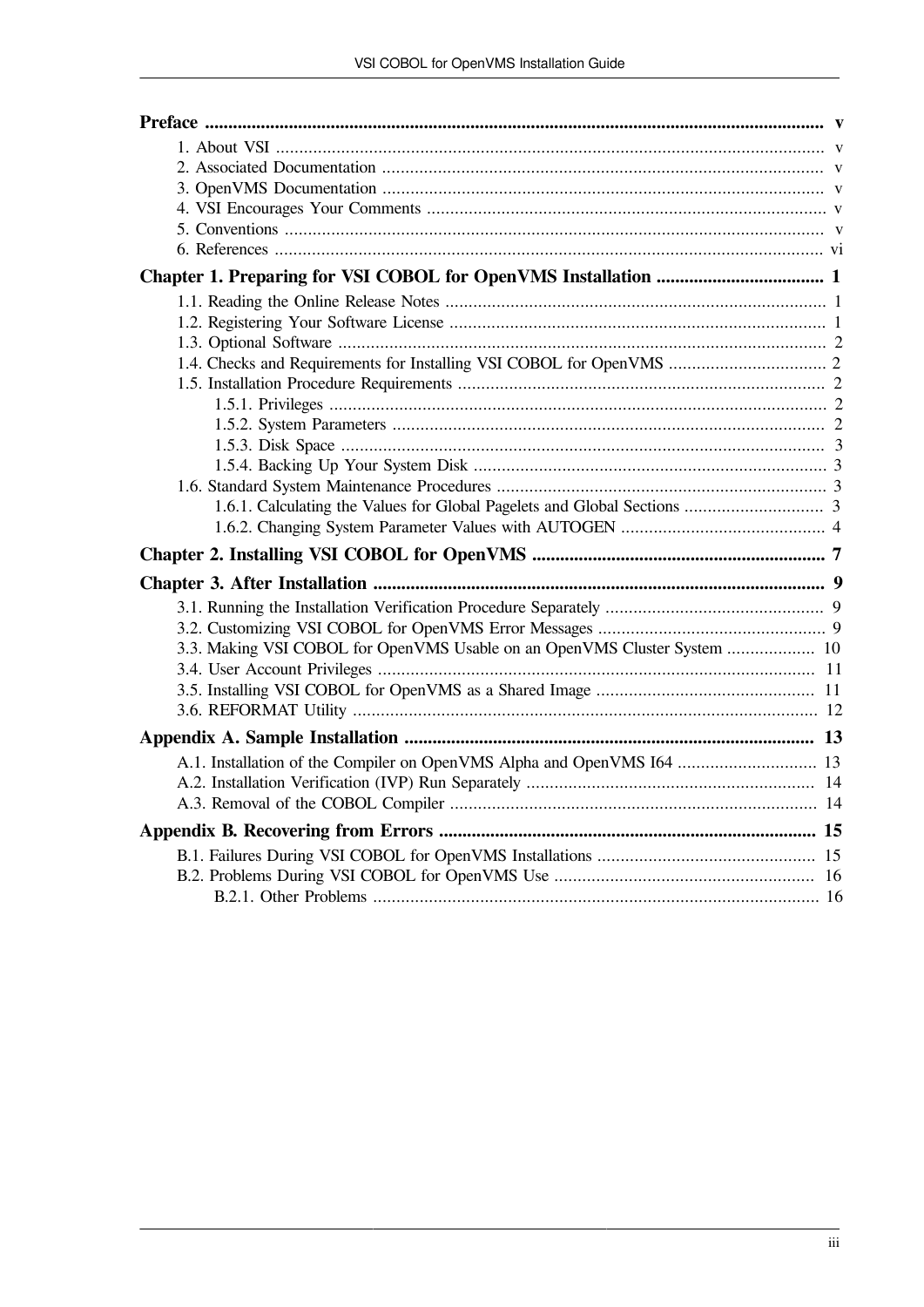Preface ..... v

- 1. About VSI ..... v
- 2. Associated Documentation ..... v
- 3. OpenVMS Documentation ..... v
- 4. VSI Encourages Your Comments ..... v
- 5. Conventions ..... v
- 6. References ..... vi

Chapter 1. Preparing for VSI COBOL for OpenVMS Installation ..... 1

- 1.1. Reading the Online Release Notes ..... 1
- 1.2. Registering Your Software License ..... 1
- 1.3. Optional Software ..... 2
- 1.4. Checks and Requirements for Installing VSI COBOL for OpenVMS ..... 2
- 1.5. Installation Procedure Requirements ..... 2
  - 1.5.1. Privileges ..... 2
  - 1.5.2. System Parameters ..... 2
  - 1.5.3. Disk Space ..... 3
  - 1.5.4. Backing Up Your System Disk ..... 3
- 1.6. Standard System Maintenance Procedures ..... 3
  - 1.6.1. Calculating the Values for Global Pagelets and Global Sections ..... 3
  - 1.6.2. Changing System Parameter Values with AUTOGEN ..... 4

Chapter 2. Installing VSI COBOL for OpenVMS ..... 7

Chapter 3. After Installation ..... 9

- 3.1. Running the Installation Verification Procedure Separately ..... 9
- 3.2. Customizing VSI COBOL for OpenVMS Error Messages ..... 9
- 3.3. Making VSI COBOL for OpenVMS Usable on an OpenVMS Cluster System ..... 10
- 3.4. User Account Privileges ..... 11
- 3.5. Installing VSI COBOL for OpenVMS as a Shared Image ..... 11
- 3.6. REFORMAT Utility ..... 12

Appendix A. Sample Installation ..... 13

- A.1. Installation of the Compiler on OpenVMS Alpha and OpenVMS I64 ..... 13
- A.2. Installation Verification (IVP) Run Separately ..... 14
- A.3. Removal of the COBOL Compiler ..... 14

Appendix B. Recovering from Errors ..... 15

- B.1. Failures During VSI COBOL for OpenVMS Installations ..... 15
- B.2. Problems During VSI COBOL for OpenVMS Use ..... 16
  - B.2.1. Other Problems ..... 16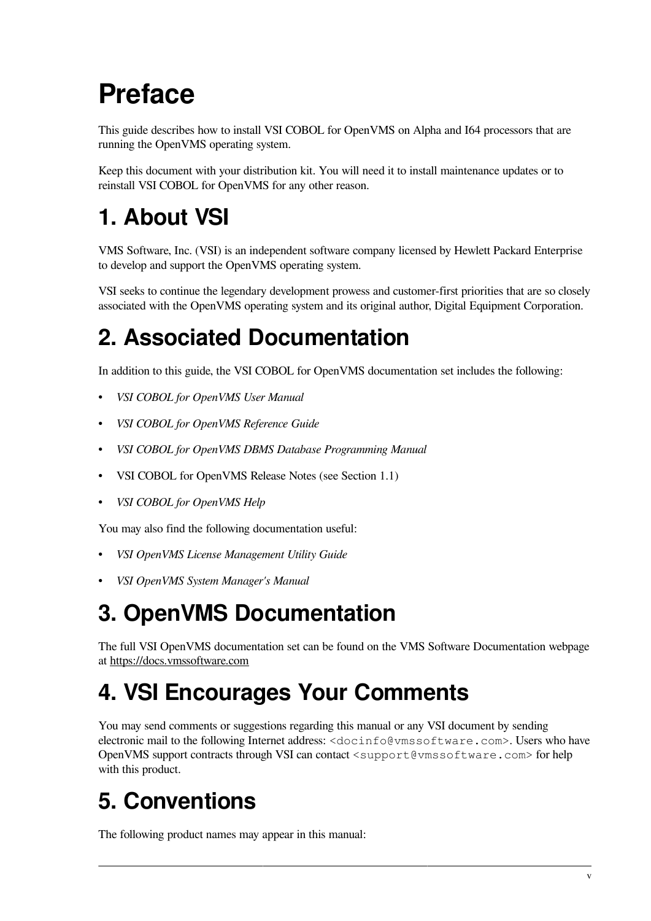# Preface

This guide describes how to install VSI COBOL for OpenVMS on Alpha and I64 processors that are running the OpenVMS operating system.

Keep this document with your distribution kit. You will need it to install maintenance updates or to reinstall VSI COBOL for OpenVMS for any other reason.

## 1. About VSI

VMS Software, Inc. (VSI) is an independent software company licensed by Hewlett Packard Enterprise to develop and support the OpenVMS operating system.

VSI seeks to continue the legendary development prowess and customer-first priorities that are so closely associated with the OpenVMS operating system and its original author, Digital Equipment Corporation.

## 2. Associated Documentation

In addition to this guide, the VSI COBOL for OpenVMS documentation set includes the following:

- *VSI COBOL for OpenVMS User Manual*
- *VSI COBOL for OpenVMS Reference Guide*
- *VSI COBOL for OpenVMS DBMS Database Programming Manual*
- VSI COBOL for OpenVMS Release Notes (see Section 1.1)
- *VSI COBOL for OpenVMS Help*

You may also find the following documentation useful:

- *VSI OpenVMS License Management Utility Guide*
- *VSI OpenVMS System Manager's Manual*

## 3. OpenVMS Documentation

The full VSI OpenVMS documentation set can be found on the VMS Software Documentation webpage at https://docs.vmssoftware.com

## 4. VSI Encourages Your Comments

You may send comments or suggestions regarding this manual or any VSI document by sending electronic mail to the following Internet address: `<docinfo@vmssoftware.com>`. Users who have OpenVMS support contracts through VSI can contact `<support@vmssoftware.com>` for help with this product.

## 5. Conventions

The following product names may appear in this manual: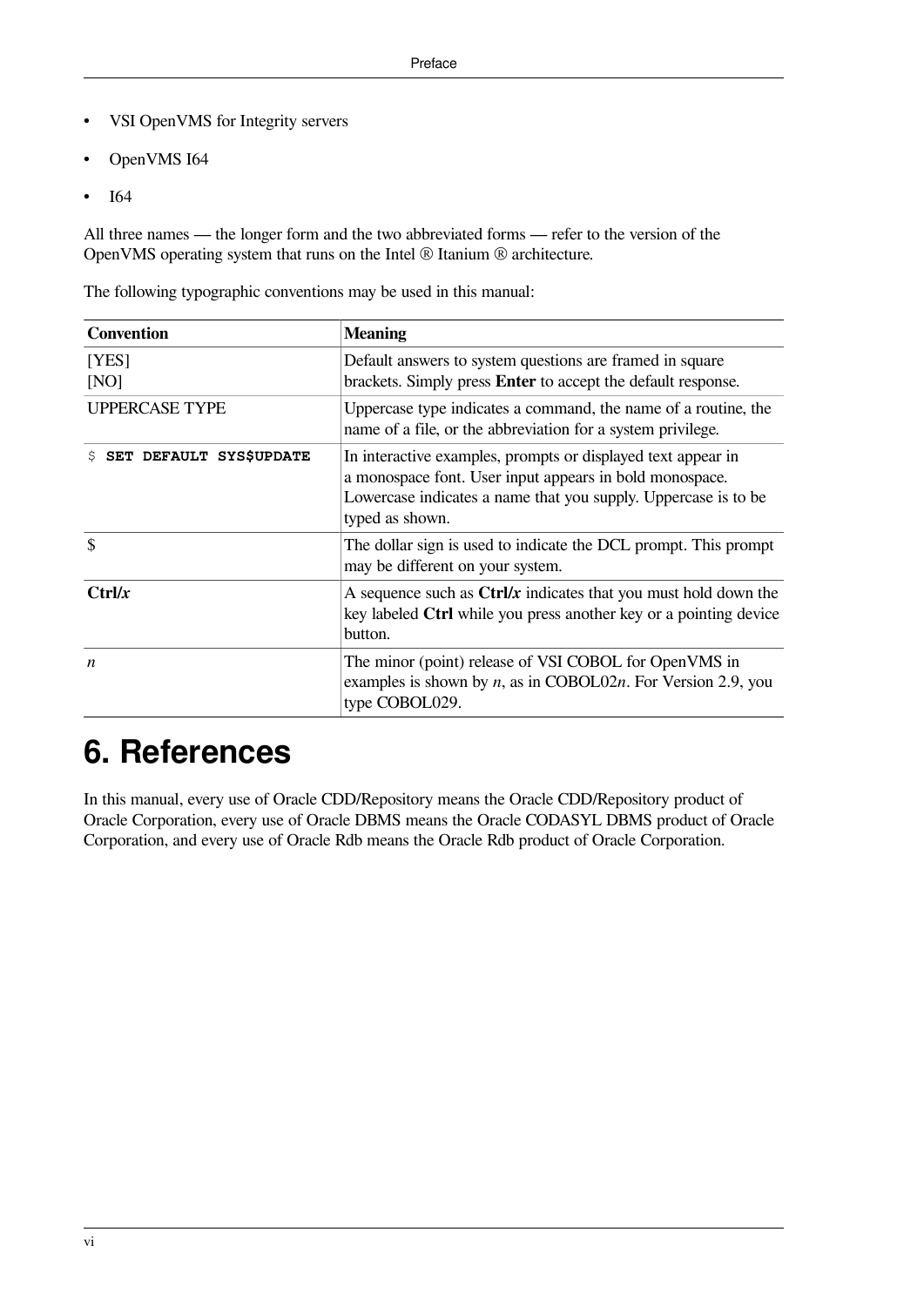- VSI OpenVMS for Integrity servers
- OpenVMS I64
- I64

All three names — the longer form and the two abbreviated forms — refer to the version of the OpenVMS operating system that runs on the Intel ® Itanium ® architecture.

The following typographic conventions may be used in this manual:

| Convention | Meaning |
|---|---|
| [YES]<br>[NO] | Default answers to system questions are framed in square brackets. Simply press **Enter** to accept the default response. |
| UPPERCASE TYPE | Uppercase type indicates a command, the name of a routine, the name of a file, or the abbreviation for a system privilege. |
| `$` **`SET DEFAULT SYS$UPDATE`** | In interactive examples, prompts or displayed text appear in a monospace font. User input appears in bold monospace. Lowercase indicates a name that you supply. Uppercase is to be typed as shown. |
| $ | The dollar sign is used to indicate the DCL prompt. This prompt may be different on your system. |
| **Ctrl/*x*** | A sequence such as **Ctrl/*x*** indicates that you must hold down the key labeled **Ctrl** while you press another key or a pointing device button. |
| *n* | The minor (point) release of VSI COBOL for OpenVMS in examples is shown by *n*, as in COBOL02*n*. For Version 2.9, you type COBOL029. |

# 6. References

In this manual, every use of Oracle CDD/Repository means the Oracle CDD/Repository product of Oracle Corporation, every use of Oracle DBMS means the Oracle CODASYL DBMS product of Oracle Corporation, and every use of Oracle Rdb means the Oracle Rdb product of Oracle Corporation.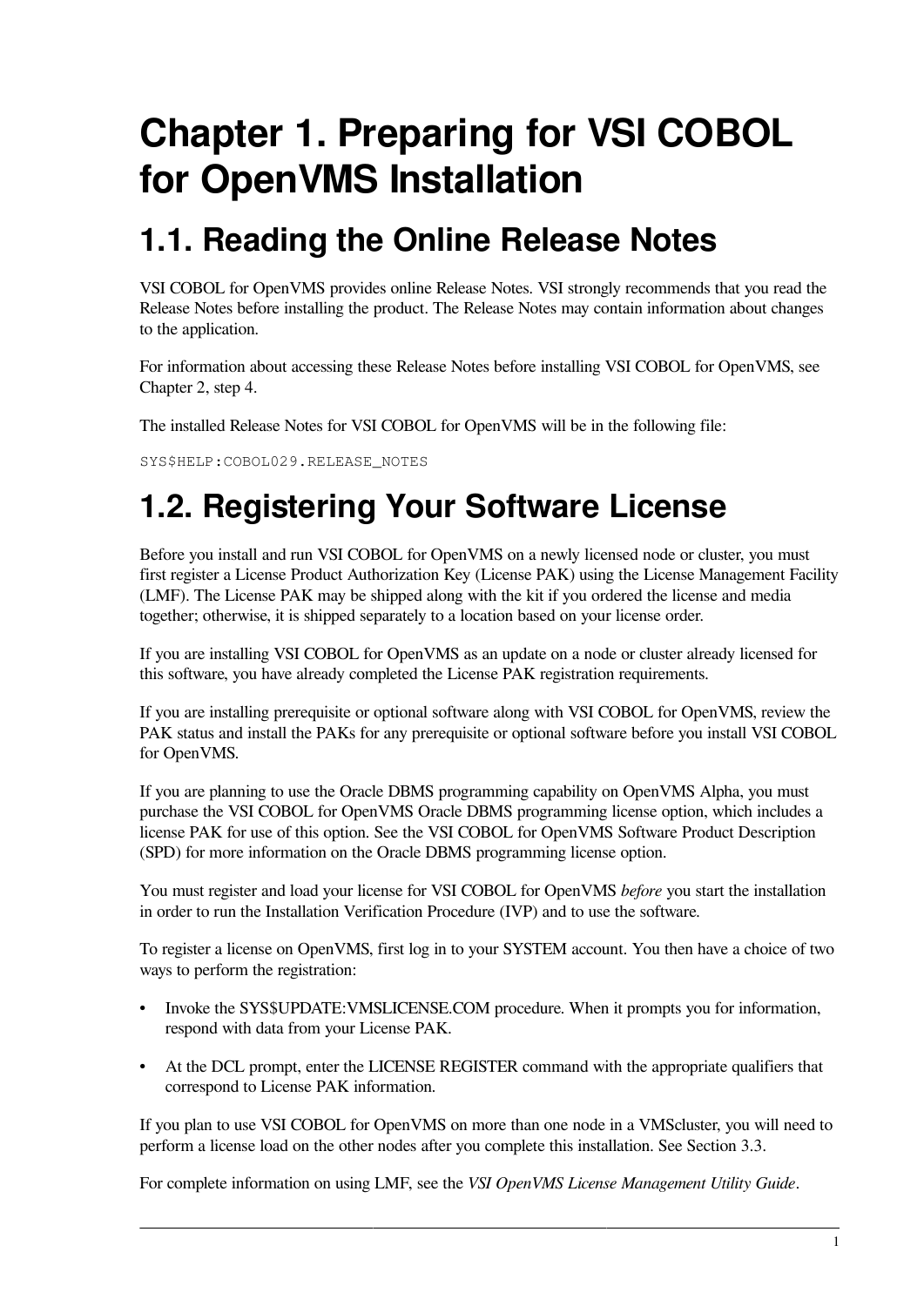# Chapter 1. Preparing for VSI COBOL for OpenVMS Installation

## 1.1. Reading the Online Release Notes

VSI COBOL for OpenVMS provides online Release Notes. VSI strongly recommends that you read the Release Notes before installing the product. The Release Notes may contain information about changes to the application.

For information about accessing these Release Notes before installing VSI COBOL for OpenVMS, see Chapter 2, step 4.

The installed Release Notes for VSI COBOL for OpenVMS will be in the following file:

```
SYS$HELP:COBOL029.RELEASE_NOTES
```

## 1.2. Registering Your Software License

Before you install and run VSI COBOL for OpenVMS on a newly licensed node or cluster, you must first register a License Product Authorization Key (License PAK) using the License Management Facility (LMF). The License PAK may be shipped along with the kit if you ordered the license and media together; otherwise, it is shipped separately to a location based on your license order.

If you are installing VSI COBOL for OpenVMS as an update on a node or cluster already licensed for this software, you have already completed the License PAK registration requirements.

If you are installing prerequisite or optional software along with VSI COBOL for OpenVMS, review the PAK status and install the PAKs for any prerequisite or optional software before you install VSI COBOL for OpenVMS.

If you are planning to use the Oracle DBMS programming capability on OpenVMS Alpha, you must purchase the VSI COBOL for OpenVMS Oracle DBMS programming license option, which includes a license PAK for use of this option. See the VSI COBOL for OpenVMS Software Product Description (SPD) for more information on the Oracle DBMS programming license option.

You must register and load your license for VSI COBOL for OpenVMS *before* you start the installation in order to run the Installation Verification Procedure (IVP) and to use the software.

To register a license on OpenVMS, first log in to your SYSTEM account. You then have a choice of two ways to perform the registration:

- Invoke the SYS$UPDATE:VMSLICENSE.COM procedure. When it prompts you for information, respond with data from your License PAK.
- At the DCL prompt, enter the LICENSE REGISTER command with the appropriate qualifiers that correspond to License PAK information.

If you plan to use VSI COBOL for OpenVMS on more than one node in a VMScluster, you will need to perform a license load on the other nodes after you complete this installation. See Section 3.3.

For complete information on using LMF, see the *VSI OpenVMS License Management Utility Guide*.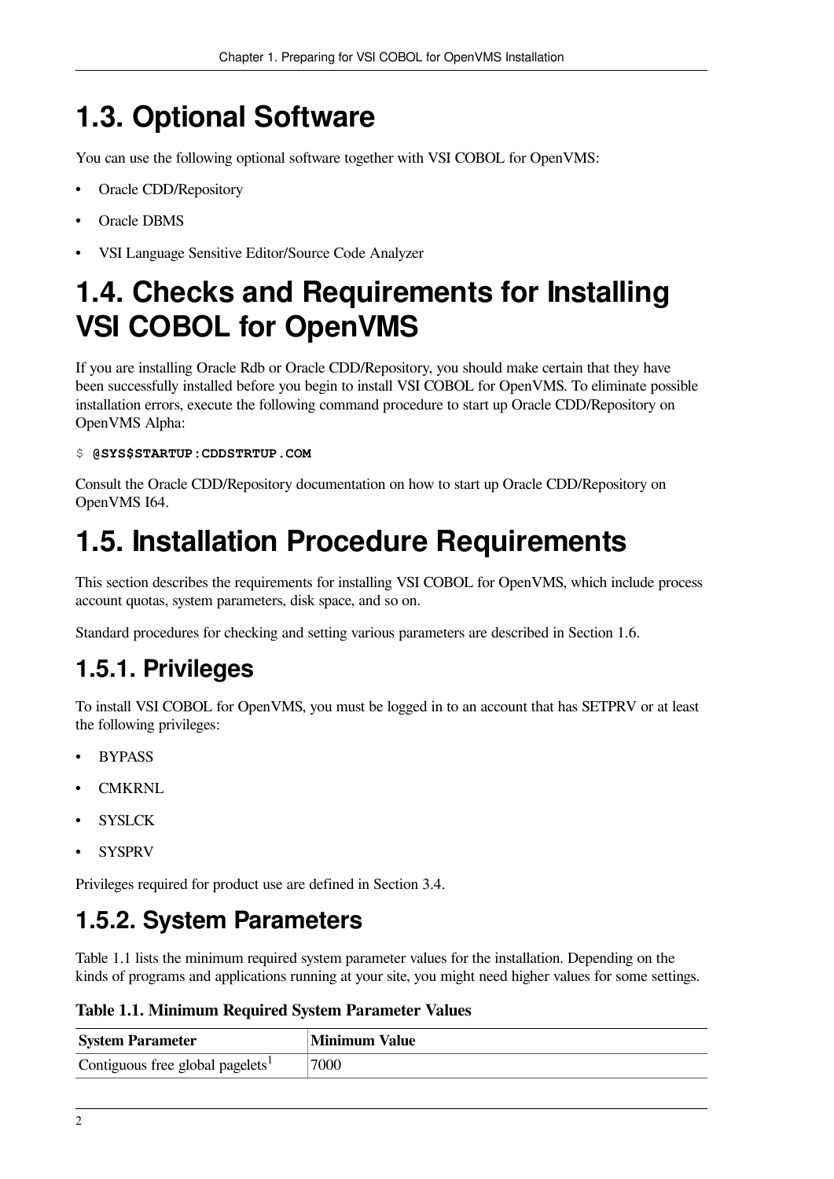## 1.3. Optional Software

You can use the following optional software together with VSI COBOL for OpenVMS:

- Oracle CDD/Repository
- Oracle DBMS
- VSI Language Sensitive Editor/Source Code Analyzer

## 1.4. Checks and Requirements for Installing VSI COBOL for OpenVMS

If you are installing Oracle Rdb or Oracle CDD/Repository, you should make certain that they have been successfully installed before you begin to install VSI COBOL for OpenVMS. To eliminate possible installation errors, execute the following command procedure to start up Oracle CDD/Repository on OpenVMS Alpha:

```
$ @SYS$STARTUP:CDDSTRTUP.COM
```

Consult the Oracle CDD/Repository documentation on how to start up Oracle CDD/Repository on OpenVMS I64.

## 1.5. Installation Procedure Requirements

This section describes the requirements for installing VSI COBOL for OpenVMS, which include process account quotas, system parameters, disk space, and so on.

Standard procedures for checking and setting various parameters are described in Section 1.6.

### 1.5.1. Privileges

To install VSI COBOL for OpenVMS, you must be logged in to an account that has SETPRV or at least the following privileges:

- BYPASS
- CMKRNL
- SYSLCK
- SYSPRV

Privileges required for product use are defined in Section 3.4.

### 1.5.2. System Parameters

Table 1.1 lists the minimum required system parameter values for the installation. Depending on the kinds of programs and applications running at your site, you might need higher values for some settings.

**Table 1.1. Minimum Required System Parameter Values**

| System Parameter | Minimum Value |
| --- | --- |
| Contiguous free global pagelets[1] | 7000 |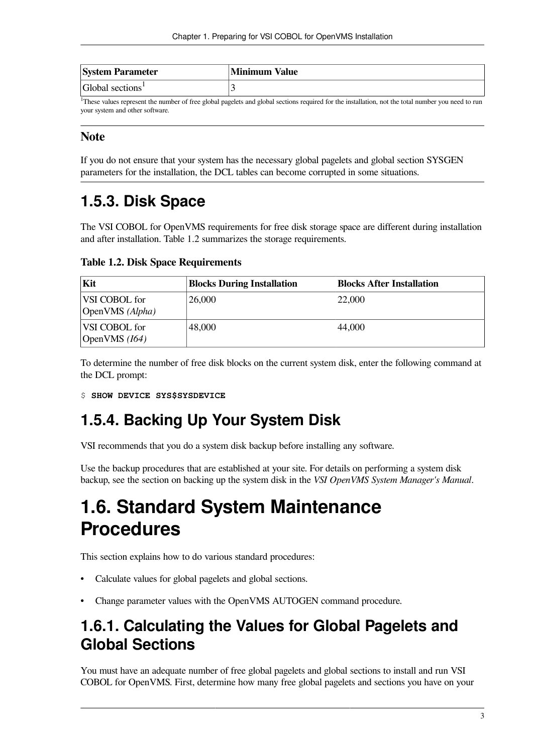| System Parameter | Minimum Value |
| --- | --- |
| Global sections[1] | 3 |

[1]These values represent the number of free global pagelets and global sections required for the installation, not the total number you need to run your system and other software.

### Note

If you do not ensure that your system has the necessary global pagelets and global section SYSGEN parameters for the installation, the DCL tables can become corrupted in some situations.

## 1.5.3. Disk Space

The VSI COBOL for OpenVMS requirements for free disk storage space are different during installation and after installation. Table 1.2 summarizes the storage requirements.

**Table 1.2. Disk Space Requirements**

| Kit | Blocks During Installation | Blocks After Installation |
| --- | --- | --- |
| VSI COBOL for OpenVMS *(Alpha)* | 26,000 | 22,000 |
| VSI COBOL for OpenVMS *(I64)* | 48,000 | 44,000 |

To determine the number of free disk blocks on the current system disk, enter the following command at the DCL prompt:

```
$ SHOW DEVICE SYS$SYSDEVICE
```

## 1.5.4. Backing Up Your System Disk

VSI recommends that you do a system disk backup before installing any software.

Use the backup procedures that are established at your site. For details on performing a system disk backup, see the section on backing up the system disk in the *VSI OpenVMS System Manager's Manual*.

# 1.6. Standard System Maintenance Procedures

This section explains how to do various standard procedures:

- Calculate values for global pagelets and global sections.
- Change parameter values with the OpenVMS AUTOGEN command procedure.

## 1.6.1. Calculating the Values for Global Pagelets and Global Sections

You must have an adequate number of free global pagelets and global sections to install and run VSI COBOL for OpenVMS. First, determine how many free global pagelets and sections you have on your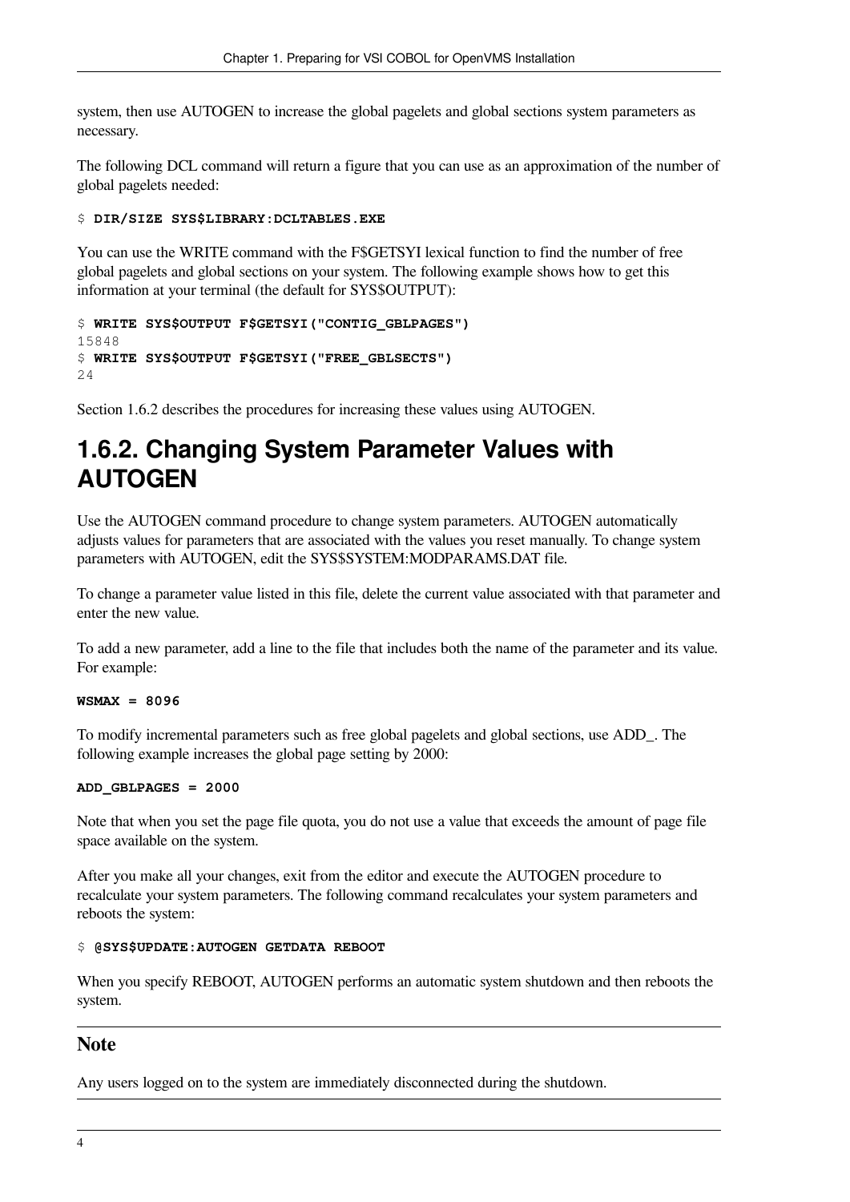system, then use AUTOGEN to increase the global pagelets and global sections system parameters as necessary.

The following DCL command will return a figure that you can use as an approximation of the number of global pagelets needed:

```
$ DIR/SIZE SYS$LIBRARY:DCLTABLES.EXE
```

You can use the WRITE command with the F$GETSYI lexical function to find the number of free global pagelets and global sections on your system. The following example shows how to get this information at your terminal (the default for SYS$OUTPUT):

```
$ WRITE SYS$OUTPUT F$GETSYI("CONTIG_GBLPAGES")
15848
$ WRITE SYS$OUTPUT F$GETSYI("FREE_GBLSECTS")
24
```

Section 1.6.2 describes the procedures for increasing these values using AUTOGEN.

## 1.6.2. Changing System Parameter Values with AUTOGEN

Use the AUTOGEN command procedure to change system parameters. AUTOGEN automatically adjusts values for parameters that are associated with the values you reset manually. To change system parameters with AUTOGEN, edit the SYS$SYSTEM:MODPARAMS.DAT file.

To change a parameter value listed in this file, delete the current value associated with that parameter and enter the new value.

To add a new parameter, add a line to the file that includes both the name of the parameter and its value. For example:

```
WSMAX = 8096
```

To modify incremental parameters such as free global pagelets and global sections, use ADD_. The following example increases the global page setting by 2000:

```
ADD_GBLPAGES = 2000
```

Note that when you set the page file quota, you do not use a value that exceeds the amount of page file space available on the system.

After you make all your changes, exit from the editor and execute the AUTOGEN procedure to recalculate your system parameters. The following command recalculates your system parameters and reboots the system:

```
$ @SYS$UPDATE:AUTOGEN GETDATA REBOOT
```

When you specify REBOOT, AUTOGEN performs an automatic system shutdown and then reboots the system.

### Note

Any users logged on to the system are immediately disconnected during the shutdown.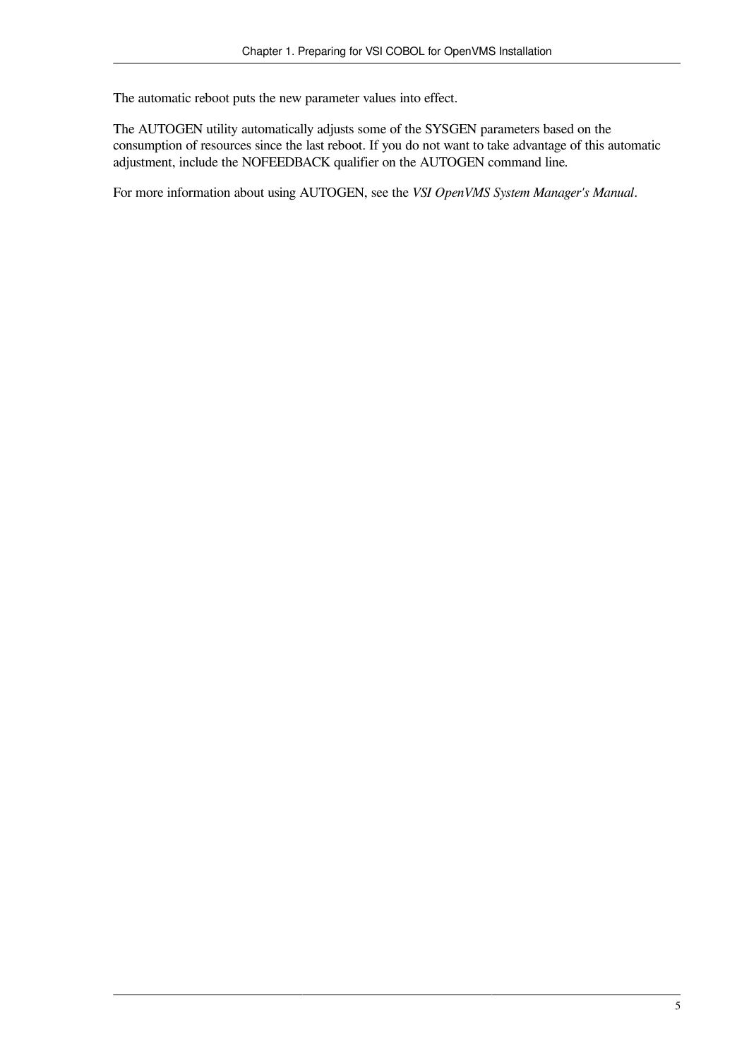The automatic reboot puts the new parameter values into effect.

The AUTOGEN utility automatically adjusts some of the SYSGEN parameters based on the consumption of resources since the last reboot. If you do not want to take advantage of this automatic adjustment, include the NOFEEDBACK qualifier on the AUTOGEN command line.

For more information about using AUTOGEN, see the *VSI OpenVMS System Manager's Manual*.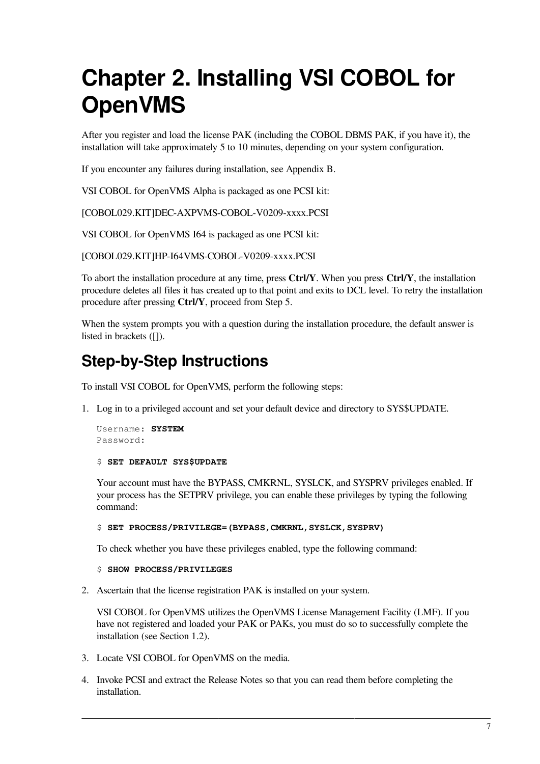# Chapter 2. Installing VSI COBOL for OpenVMS

After you register and load the license PAK (including the COBOL DBMS PAK, if you have it), the installation will take approximately 5 to 10 minutes, depending on your system configuration.

If you encounter any failures during installation, see Appendix B.

VSI COBOL for OpenVMS Alpha is packaged as one PCSI kit:

[COBOL029.KIT]DEC-AXPVMS-COBOL-V0209-xxxx.PCSI

VSI COBOL for OpenVMS I64 is packaged as one PCSI kit:

[COBOL029.KIT]HP-I64VMS-COBOL-V0209-xxxx.PCSI

To abort the installation procedure at any time, press **Ctrl/Y**. When you press **Ctrl/Y**, the installation procedure deletes all files it has created up to that point and exits to DCL level. To retry the installation procedure after pressing **Ctrl/Y**, proceed from Step 5.

When the system prompts you with a question during the installation procedure, the default answer is listed in brackets ([]).

## Step-by-Step Instructions

To install VSI COBOL for OpenVMS, perform the following steps:

1. Log in to a privileged account and set your default device and directory to SYS$UPDATE.

   ```
   Username: SYSTEM
   Password:
   ```

   ```
   $ SET DEFAULT SYS$UPDATE
   ```

   Your account must have the BYPASS, CMKRNL, SYSLCK, and SYSPRV privileges enabled. If your process has the SETPRV privilege, you can enable these privileges by typing the following command:

   ```
   $ SET PROCESS/PRIVILEGE=(BYPASS,CMKRNL,SYSLCK,SYSPRV)
   ```

   To check whether you have these privileges enabled, type the following command:

   ```
   $ SHOW PROCESS/PRIVILEGES
   ```

2. Ascertain that the license registration PAK is installed on your system.

   VSI COBOL for OpenVMS utilizes the OpenVMS License Management Facility (LMF). If you have not registered and loaded your PAK or PAKs, you must do so to successfully complete the installation (see Section 1.2).

3. Locate VSI COBOL for OpenVMS on the media.

4. Invoke PCSI and extract the Release Notes so that you can read them before completing the installation.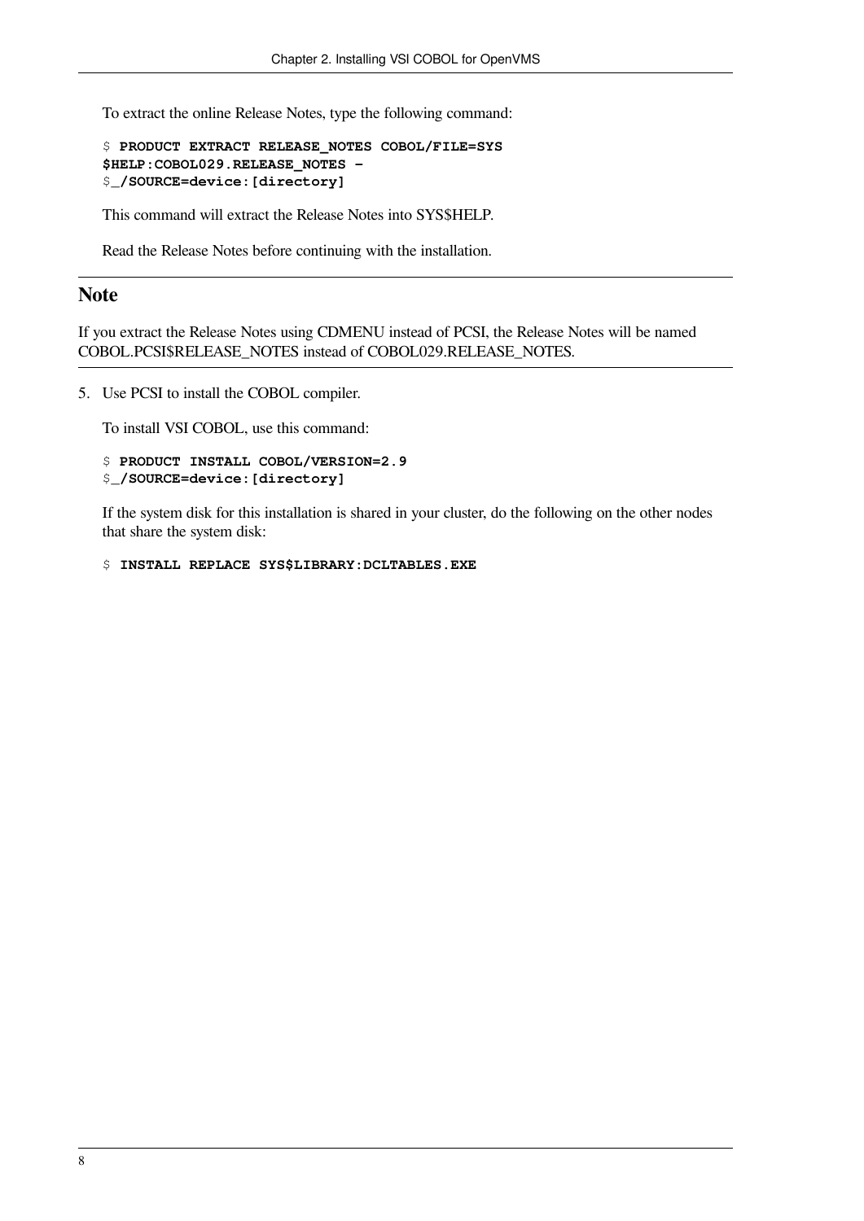To extract the online Release Notes, type the following command:

```
$ PRODUCT EXTRACT RELEASE_NOTES COBOL/FILE=SYS
$HELP:COBOL029.RELEASE_NOTES -
$_/SOURCE=device:[directory]
```

This command will extract the Release Notes into SYS$HELP.

Read the Release Notes before continuing with the installation.

## Note

If you extract the Release Notes using CDMENU instead of PCSI, the Release Notes will be named COBOL.PCSI$RELEASE_NOTES instead of COBOL029.RELEASE_NOTES.

5. Use PCSI to install the COBOL compiler.

   To install VSI COBOL, use this command:

   ```
   $ PRODUCT INSTALL COBOL/VERSION=2.9
   $_/SOURCE=device:[directory]
   ```

   If the system disk for this installation is shared in your cluster, do the following on the other nodes that share the system disk:

   ```
   $ INSTALL REPLACE SYS$LIBRARY:DCLTABLES.EXE
   ```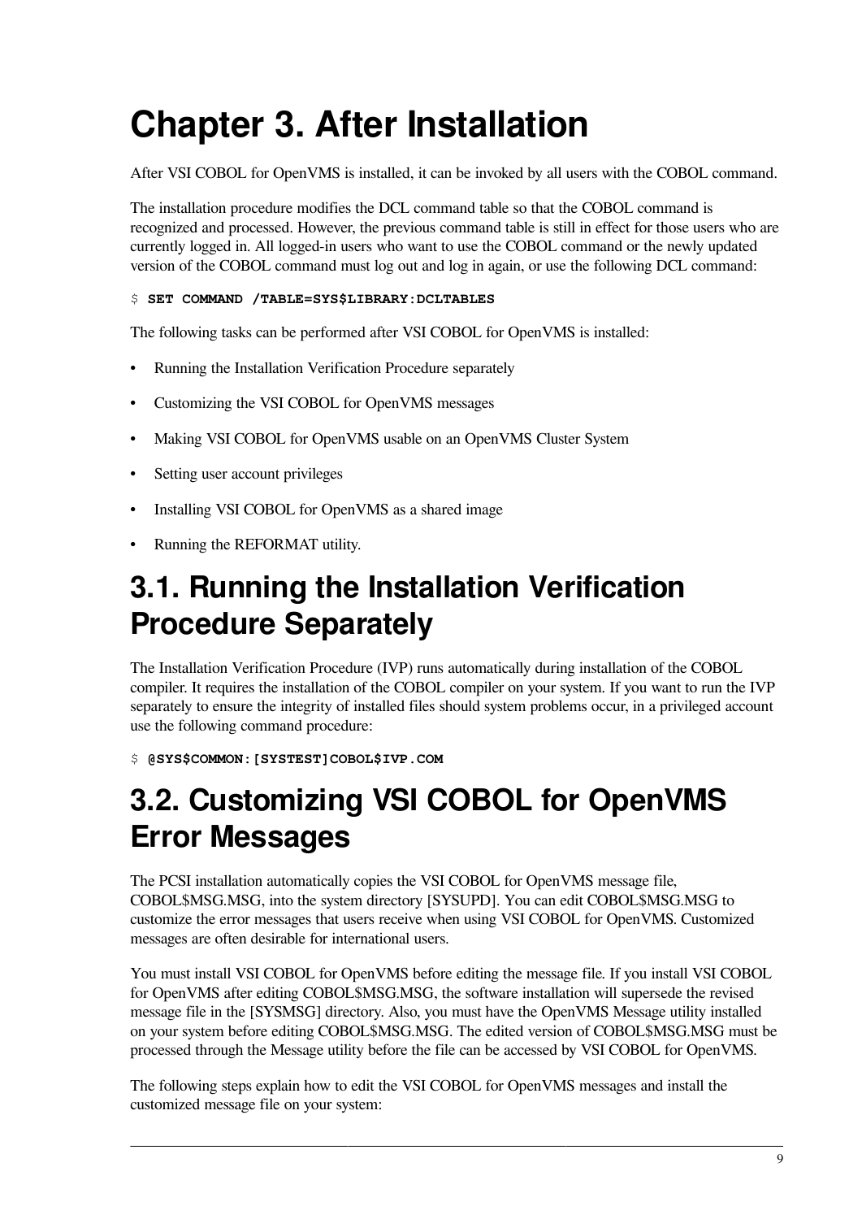# Chapter 3. After Installation

After VSI COBOL for OpenVMS is installed, it can be invoked by all users with the COBOL command.

The installation procedure modifies the DCL command table so that the COBOL command is recognized and processed. However, the previous command table is still in effect for those users who are currently logged in. All logged-in users who want to use the COBOL command or the newly updated version of the COBOL command must log out and log in again, or use the following DCL command:

```
$ SET COMMAND /TABLE=SYS$LIBRARY:DCLTABLES
```

The following tasks can be performed after VSI COBOL for OpenVMS is installed:

- Running the Installation Verification Procedure separately
- Customizing the VSI COBOL for OpenVMS messages
- Making VSI COBOL for OpenVMS usable on an OpenVMS Cluster System
- Setting user account privileges
- Installing VSI COBOL for OpenVMS as a shared image
- Running the REFORMAT utility.

## 3.1. Running the Installation Verification Procedure Separately

The Installation Verification Procedure (IVP) runs automatically during installation of the COBOL compiler. It requires the installation of the COBOL compiler on your system. If you want to run the IVP separately to ensure the integrity of installed files should system problems occur, in a privileged account use the following command procedure:

```
$ @SYS$COMMON:[SYSTEST]COBOL$IVP.COM
```

## 3.2. Customizing VSI COBOL for OpenVMS Error Messages

The PCSI installation automatically copies the VSI COBOL for OpenVMS message file, COBOL$MSG.MSG, into the system directory [SYSUPD]. You can edit COBOL$MSG.MSG to customize the error messages that users receive when using VSI COBOL for OpenVMS. Customized messages are often desirable for international users.

You must install VSI COBOL for OpenVMS before editing the message file. If you install VSI COBOL for OpenVMS after editing COBOL$MSG.MSG, the software installation will supersede the revised message file in the [SYSMSG] directory. Also, you must have the OpenVMS Message utility installed on your system before editing COBOL$MSG.MSG. The edited version of COBOL$MSG.MSG must be processed through the Message utility before the file can be accessed by VSI COBOL for OpenVMS.

The following steps explain how to edit the VSI COBOL for OpenVMS messages and install the customized message file on your system: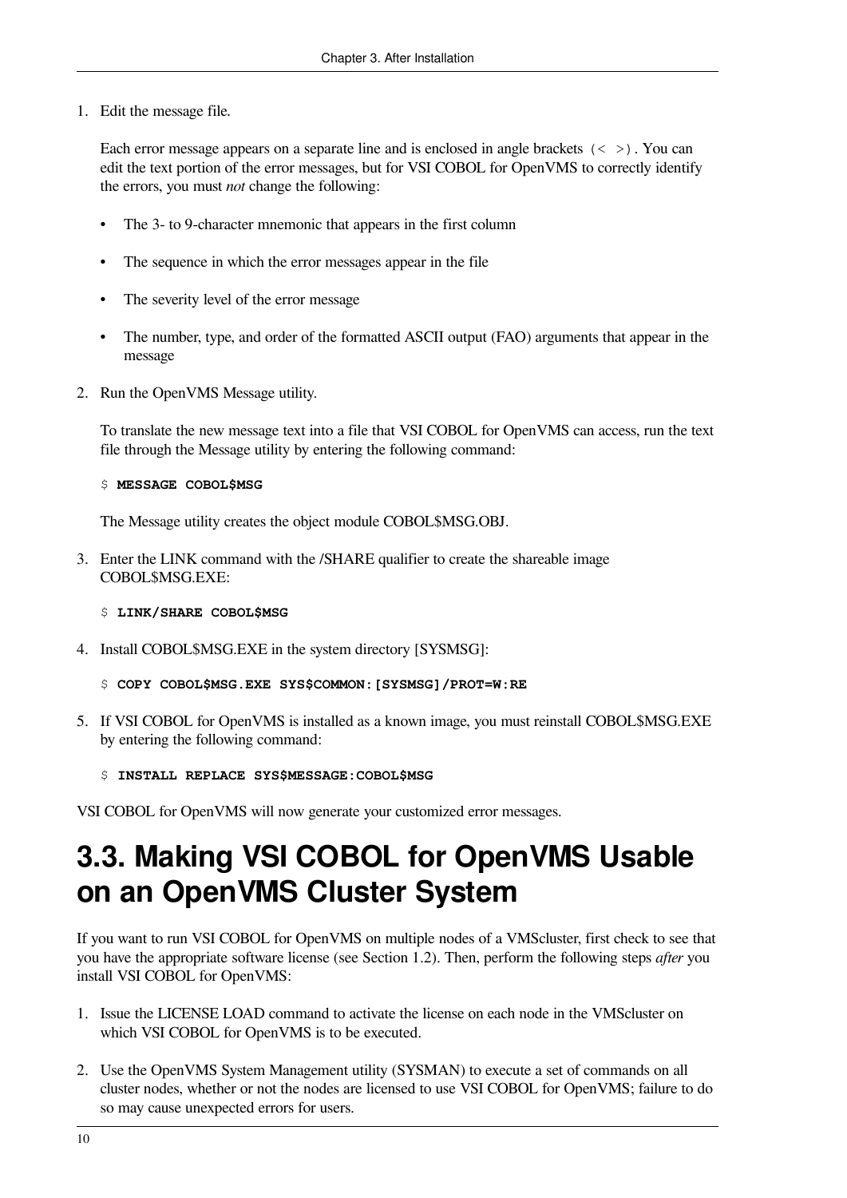1. Edit the message file.

   Each error message appears on a separate line and is enclosed in angle brackets `(< >)`. You can edit the text portion of the error messages, but for VSI COBOL for OpenVMS to correctly identify the errors, you must *not* change the following:

   - The 3- to 9-character mnemonic that appears in the first column
   - The sequence in which the error messages appear in the file
   - The severity level of the error message
   - The number, type, and order of the formatted ASCII output (FAO) arguments that appear in the message

2. Run the OpenVMS Message utility.

   To translate the new message text into a file that VSI COBOL for OpenVMS can access, run the text file through the Message utility by entering the following command:

   ```
   $ MESSAGE COBOL$MSG
   ```

   The Message utility creates the object module COBOL$MSG.OBJ.

3. Enter the LINK command with the /SHARE qualifier to create the shareable image COBOL$MSG.EXE:

   ```
   $ LINK/SHARE COBOL$MSG
   ```

4. Install COBOL$MSG.EXE in the system directory [SYSMSG]:

   ```
   $ COPY COBOL$MSG.EXE SYS$COMMON:[SYSMSG]/PROT=W:RE
   ```

5. If VSI COBOL for OpenVMS is installed as a known image, you must reinstall COBOL$MSG.EXE by entering the following command:

   ```
   $ INSTALL REPLACE SYS$MESSAGE:COBOL$MSG
   ```

VSI COBOL for OpenVMS will now generate your customized error messages.

# 3.3. Making VSI COBOL for OpenVMS Usable on an OpenVMS Cluster System

If you want to run VSI COBOL for OpenVMS on multiple nodes of a VMScluster, first check to see that you have the appropriate software license (see Section 1.2). Then, perform the following steps *after* you install VSI COBOL for OpenVMS:

1. Issue the LICENSE LOAD command to activate the license on each node in the VMScluster on which VSI COBOL for OpenVMS is to be executed.

2. Use the OpenVMS System Management utility (SYSMAN) to execute a set of commands on all cluster nodes, whether or not the nodes are licensed to use VSI COBOL for OpenVMS; failure to do so may cause unexpected errors for users.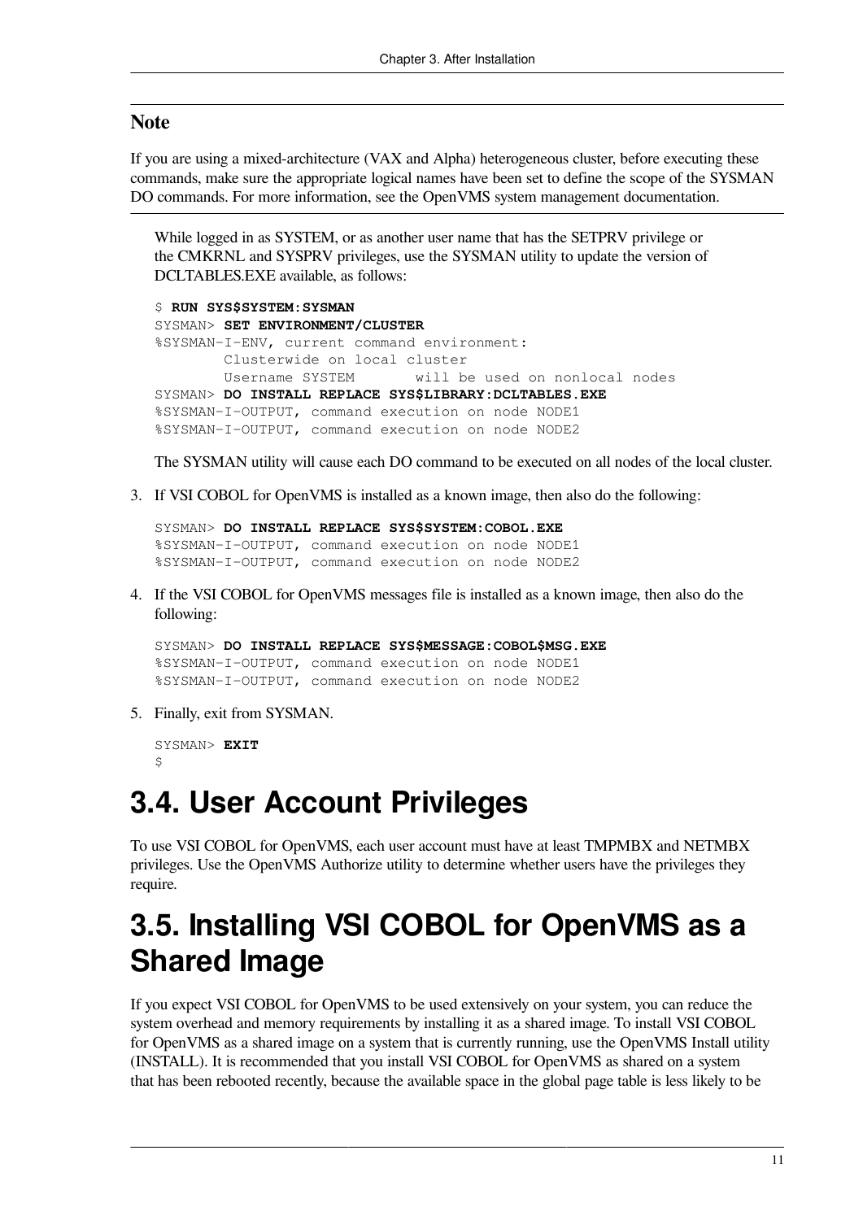**Note**

If you are using a mixed-architecture (VAX and Alpha) heterogeneous cluster, before executing these commands, make sure the appropriate logical names have been set to define the scope of the SYSMAN DO commands. For more information, see the OpenVMS system management documentation.

While logged in as SYSTEM, or as another user name that has the SETPRV privilege or the CMKRNL and SYSPRV privileges, use the SYSMAN utility to update the version of DCLTABLES.EXE available, as follows:

```
$ RUN SYS$SYSTEM:SYSMAN
SYSMAN> SET ENVIRONMENT/CLUSTER
%SYSMAN-I-ENV, current command environment:
        Clusterwide on local cluster
        Username SYSTEM       will be used on nonlocal nodes
SYSMAN> DO INSTALL REPLACE SYS$LIBRARY:DCLTABLES.EXE
%SYSMAN-I-OUTPUT, command execution on node NODE1
%SYSMAN-I-OUTPUT, command execution on node NODE2
```

The SYSMAN utility will cause each DO command to be executed on all nodes of the local cluster.

3. If VSI COBOL for OpenVMS is installed as a known image, then also do the following:

```
SYSMAN> DO INSTALL REPLACE SYS$SYSTEM:COBOL.EXE
%SYSMAN-I-OUTPUT, command execution on node NODE1
%SYSMAN-I-OUTPUT, command execution on node NODE2
```

4. If the VSI COBOL for OpenVMS messages file is installed as a known image, then also do the following:

```
SYSMAN> DO INSTALL REPLACE SYS$MESSAGE:COBOL$MSG.EXE
%SYSMAN-I-OUTPUT, command execution on node NODE1
%SYSMAN-I-OUTPUT, command execution on node NODE2
```

5. Finally, exit from SYSMAN.

```
SYSMAN> EXIT
$
```

# 3.4. User Account Privileges

To use VSI COBOL for OpenVMS, each user account must have at least TMPMBX and NETMBX privileges. Use the OpenVMS Authorize utility to determine whether users have the privileges they require.

# 3.5. Installing VSI COBOL for OpenVMS as a Shared Image

If you expect VSI COBOL for OpenVMS to be used extensively on your system, you can reduce the system overhead and memory requirements by installing it as a shared image. To install VSI COBOL for OpenVMS as a shared image on a system that is currently running, use the OpenVMS Install utility (INSTALL). It is recommended that you install VSI COBOL for OpenVMS as shared on a system that has been rebooted recently, because the available space in the global page table is less likely to be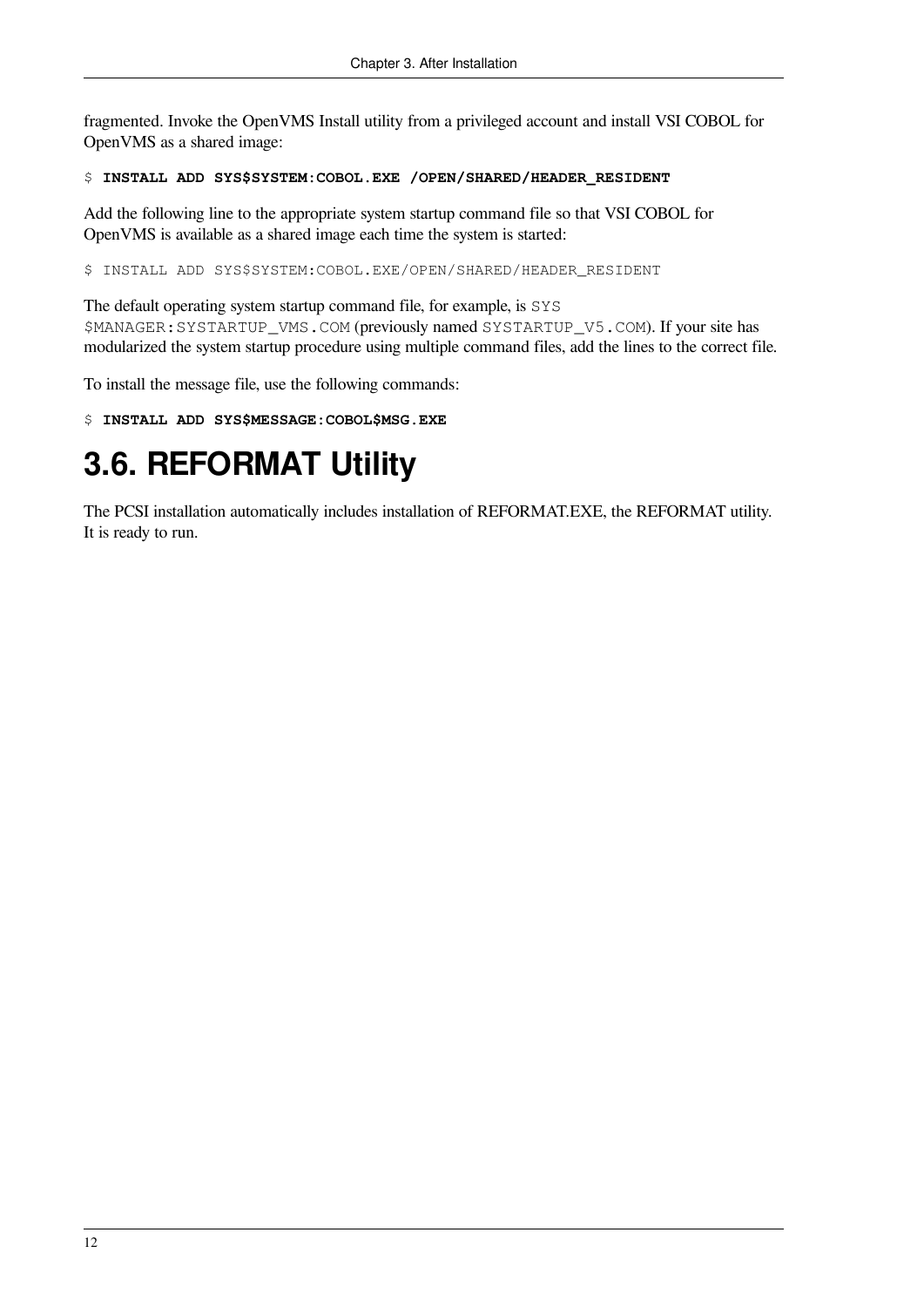fragmented. Invoke the OpenVMS Install utility from a privileged account and install VSI COBOL for OpenVMS as a shared image:

```
$ INSTALL ADD SYS$SYSTEM:COBOL.EXE /OPEN/SHARED/HEADER_RESIDENT
```

Add the following line to the appropriate system startup command file so that VSI COBOL for OpenVMS is available as a shared image each time the system is started:

```
$ INSTALL ADD SYS$SYSTEM:COBOL.EXE/OPEN/SHARED/HEADER_RESIDENT
```

The default operating system startup command file, for example, is `SYS$MANAGER:SYSTARTUP_VMS.COM` (previously named `SYSTARTUP_V5.COM`). If your site has modularized the system startup procedure using multiple command files, add the lines to the correct file.

To install the message file, use the following commands:

```
$ INSTALL ADD SYS$MESSAGE:COBOL$MSG.EXE
```

## 3.6. REFORMAT Utility

The PCSI installation automatically includes installation of REFORMAT.EXE, the REFORMAT utility. It is ready to run.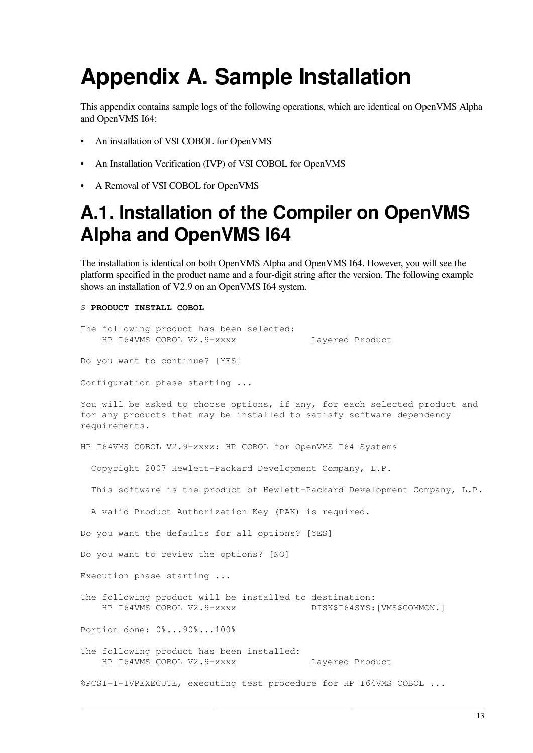# Appendix A. Sample Installation

This appendix contains sample logs of the following operations, which are identical on OpenVMS Alpha and OpenVMS I64:

- An installation of VSI COBOL for OpenVMS
- An Installation Verification (IVP) of VSI COBOL for OpenVMS
- A Removal of VSI COBOL for OpenVMS

## A.1. Installation of the Compiler on OpenVMS Alpha and OpenVMS I64

The installation is identical on both OpenVMS Alpha and OpenVMS I64. However, you will see the platform specified in the product name and a four-digit string after the version. The following example shows an installation of V2.9 on an OpenVMS I64 system.

```
$ PRODUCT INSTALL COBOL

The following product has been selected:
    HP I64VMS COBOL V2.9-xxxx              Layered Product

Do you want to continue? [YES]

Configuration phase starting ...

You will be asked to choose options, if any, for each selected product and
for any products that may be installed to satisfy software dependency
requirements.

HP I64VMS COBOL V2.9-xxxx: HP COBOL for OpenVMS I64 Systems

  Copyright 2007 Hewlett-Packard Development Company, L.P.

  This software is the product of Hewlett-Packard Development Company, L.P.

  A valid Product Authorization Key (PAK) is required.

Do you want the defaults for all options? [YES]

Do you want to review the options? [NO]

Execution phase starting ...

The following product will be installed to destination:
    HP I64VMS COBOL V2.9-xxxx              DISK$I64SYS:[VMS$COMMON.]

Portion done: 0%...90%...100%

The following product has been installed:
    HP I64VMS COBOL V2.9-xxxx              Layered Product

%PCSI-I-IVPEXECUTE, executing test procedure for HP I64VMS COBOL ...
```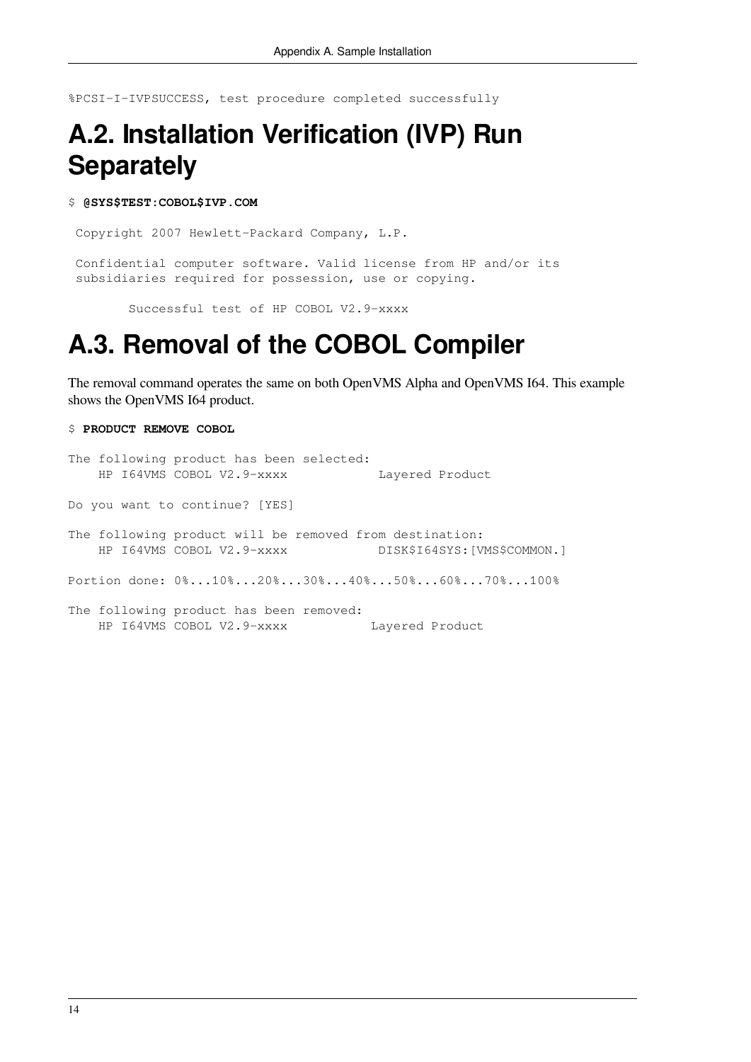```
%PCSI-I-IVPSUCCESS, test procedure completed successfully
```

## A.2. Installation Verification (IVP) Run Separately

```
$ @SYS$TEST:COBOL$IVP.COM

 Copyright 2007 Hewlett-Packard Company, L.P.

 Confidential computer software. Valid license from HP and/or its
 subsidiaries required for possession, use or copying.

        Successful test of HP COBOL V2.9-xxxx
```

## A.3. Removal of the COBOL Compiler

The removal command operates the same on both OpenVMS Alpha and OpenVMS I64. This example shows the OpenVMS I64 product.

```
$ PRODUCT REMOVE COBOL

The following product has been selected:
    HP I64VMS COBOL V2.9-xxxx            Layered Product

Do you want to continue? [YES]

The following product will be removed from destination:
    HP I64VMS COBOL V2.9-xxxx            DISK$I64SYS:[VMS$COMMON.]

Portion done: 0%...10%...20%...30%...40%...50%...60%...70%...100%

The following product has been removed:
    HP I64VMS COBOL V2.9-xxxx           Layered Product
```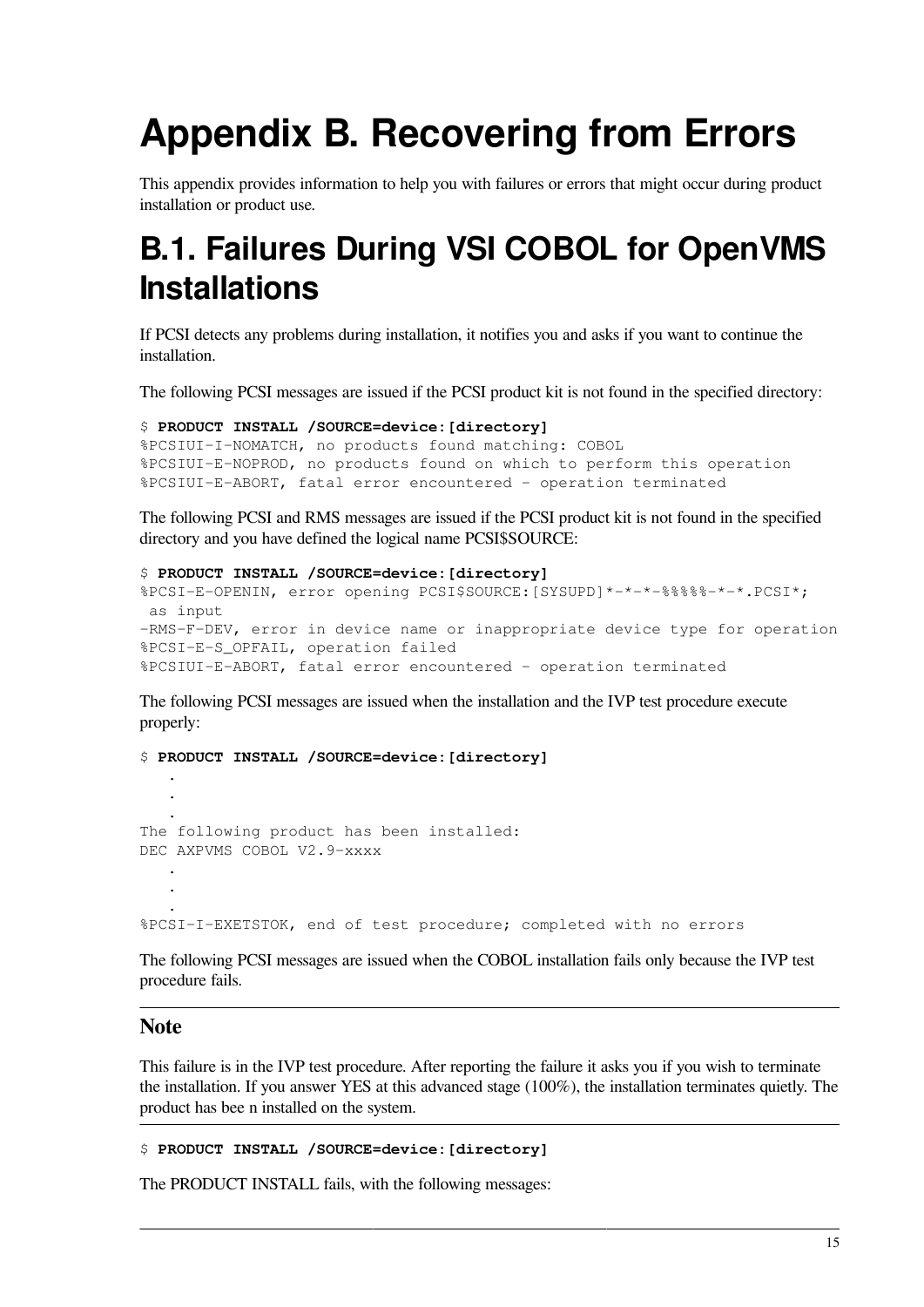# Appendix B. Recovering from Errors

This appendix provides information to help you with failures or errors that might occur during product installation or product use.

## B.1. Failures During VSI COBOL for OpenVMS Installations

If PCSI detects any problems during installation, it notifies you and asks if you want to continue the installation.

The following PCSI messages are issued if the PCSI product kit is not found in the specified directory:

```
$ PRODUCT INSTALL /SOURCE=device:[directory]
%PCSIUI-I-NOMATCH, no products found matching: COBOL
%PCSIUI-E-NOPROD, no products found on which to perform this operation
%PCSIUI-E-ABORT, fatal error encountered - operation terminated
```

The following PCSI and RMS messages are issued if the PCSI product kit is not found in the specified directory and you have defined the logical name PCSI$SOURCE:

```
$ PRODUCT INSTALL /SOURCE=device:[directory]
%PCSI-E-OPENIN, error opening PCSI$SOURCE:[SYSUPD]*-*-*-%%%%%-*-*.PCSI*;
 as input
-RMS-F-DEV, error in device name or inappropriate device type for operation
%PCSI-E-S_OPFAIL, operation failed
%PCSIUI-E-ABORT, fatal error encountered - operation terminated
```

The following PCSI messages are issued when the installation and the IVP test procedure execute properly:

```
$ PRODUCT INSTALL /SOURCE=device:[directory]
    .
    .
    .
The following product has been installed:
DEC AXPVMS COBOL V2.9-xxxx
    .
    .
    .
%PCSI-I-EXETSTOK, end of test procedure; completed with no errors
```

The following PCSI messages are issued when the COBOL installation fails only because the IVP test procedure fails.

### Note

This failure is in the IVP test procedure. After reporting the failure it asks you if you wish to terminate the installation. If you answer YES at this advanced stage (100%), the installation terminates quietly. The product has bee n installed on the system.

```
$ PRODUCT INSTALL /SOURCE=device:[directory]
```

The PRODUCT INSTALL fails, with the following messages: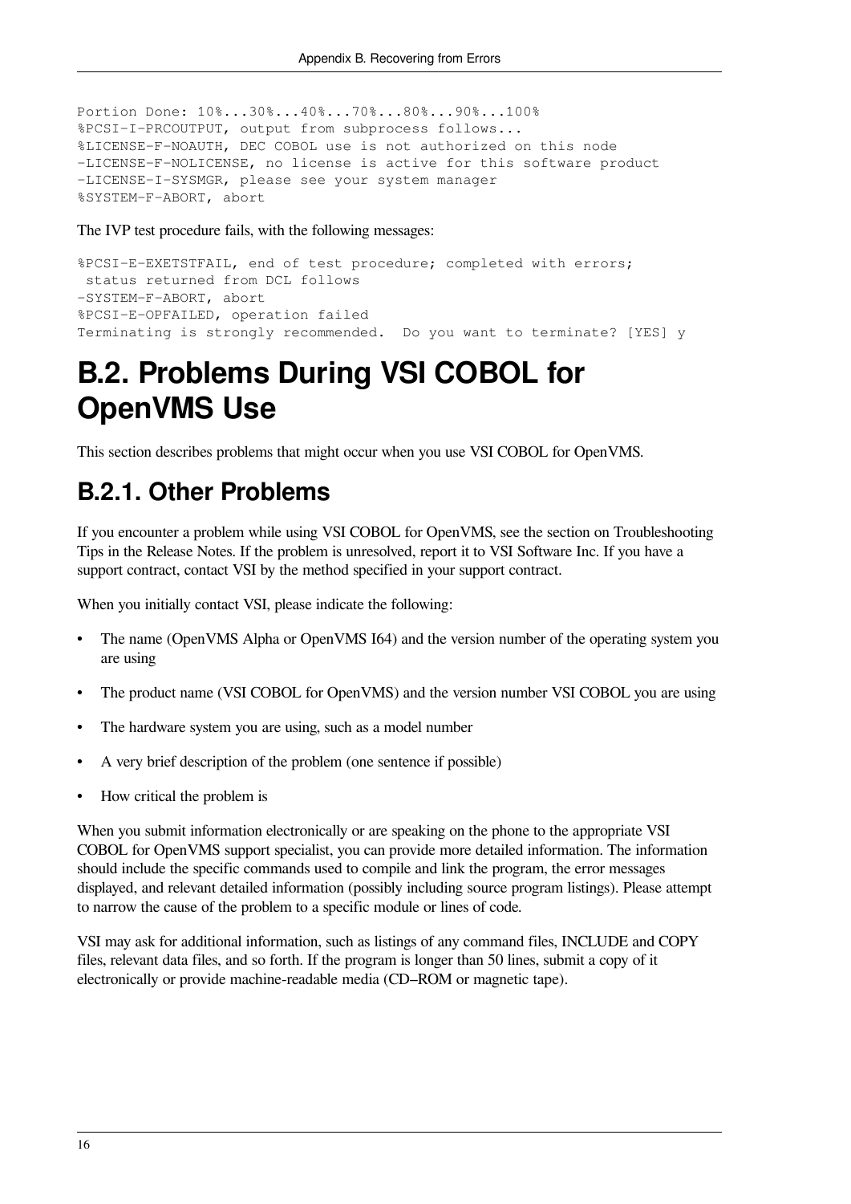```
Portion Done: 10%...30%...40%...70%...80%...90%...100%
%PCSI-I-PRCOUTPUT, output from subprocess follows...
%LICENSE-F-NOAUTH, DEC COBOL use is not authorized on this node
-LICENSE-F-NOLICENSE, no license is active for this software product
-LICENSE-I-SYSMGR, please see your system manager
%SYSTEM-F-ABORT, abort
```

The IVP test procedure fails, with the following messages:

```
%PCSI-E-EXETSTFAIL, end of test procedure; completed with errors;
 status returned from DCL follows
-SYSTEM-F-ABORT, abort
%PCSI-E-OPFAILED, operation failed
Terminating is strongly recommended.  Do you want to terminate? [YES] y
```

# B.2. Problems During VSI COBOL for OpenVMS Use

This section describes problems that might occur when you use VSI COBOL for OpenVMS.

## B.2.1. Other Problems

If you encounter a problem while using VSI COBOL for OpenVMS, see the section on Troubleshooting Tips in the Release Notes. If the problem is unresolved, report it to VSI Software Inc. If you have a support contract, contact VSI by the method specified in your support contract.

When you initially contact VSI, please indicate the following:

- The name (OpenVMS Alpha or OpenVMS I64) and the version number of the operating system you are using
- The product name (VSI COBOL for OpenVMS) and the version number VSI COBOL you are using
- The hardware system you are using, such as a model number
- A very brief description of the problem (one sentence if possible)
- How critical the problem is

When you submit information electronically or are speaking on the phone to the appropriate VSI COBOL for OpenVMS support specialist, you can provide more detailed information. The information should include the specific commands used to compile and link the program, the error messages displayed, and relevant detailed information (possibly including source program listings). Please attempt to narrow the cause of the problem to a specific module or lines of code.

VSI may ask for additional information, such as listings of any command files, INCLUDE and COPY files, relevant data files, and so forth. If the program is longer than 50 lines, submit a copy of it electronically or provide machine-readable media (CD–ROM or magnetic tape).